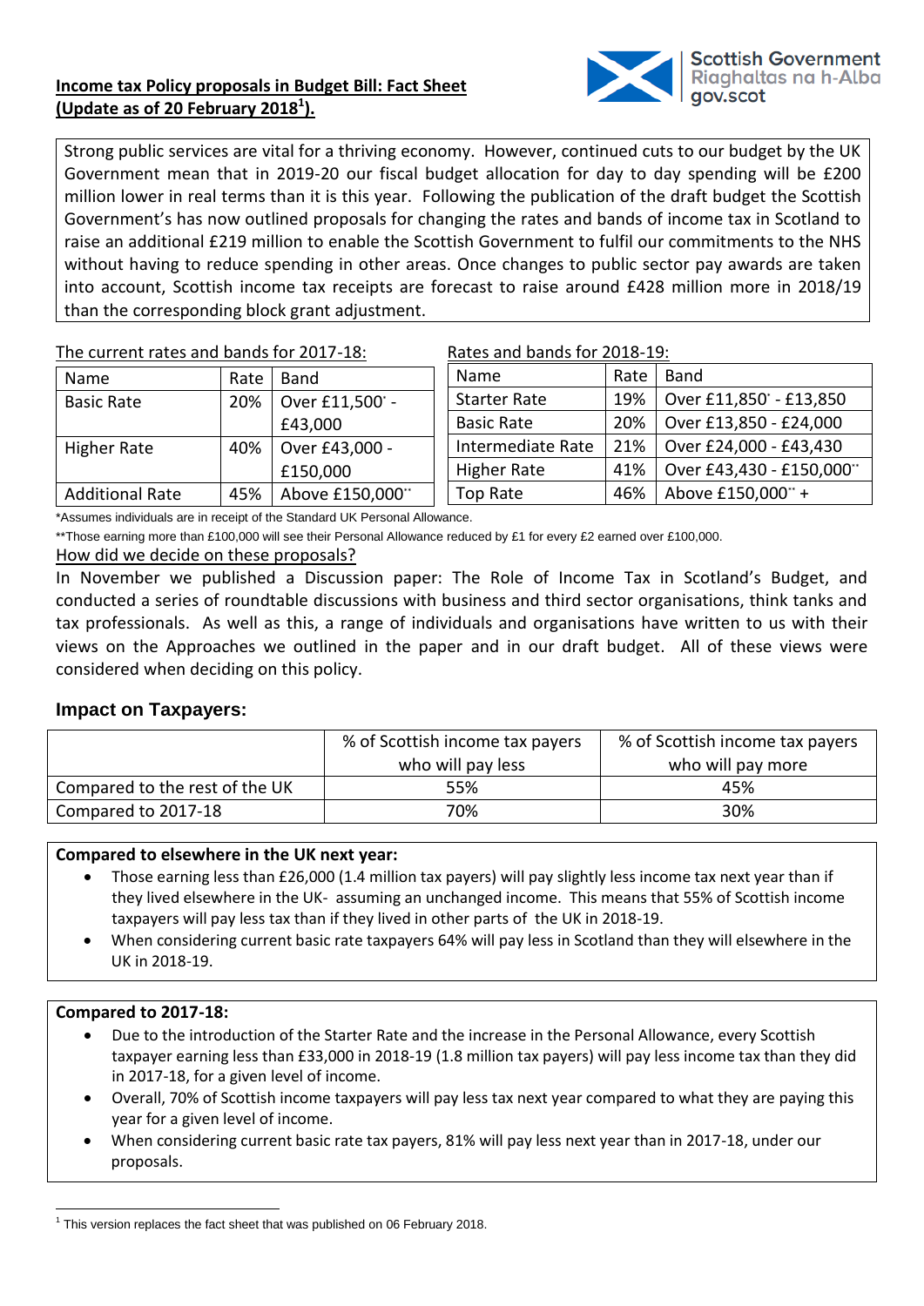**Income tax Policy proposals in Budget Bill: Fact Sheet (Update as of 20 February 2018[1]).**

Scottish Government
Riaghaltas na h-Alba
gov.scot

Strong public services are vital for a thriving economy. However, continued cuts to our budget by the UK Government mean that in 2019-20 our fiscal budget allocation for day to day spending will be £200 million lower in real terms than it is this year. Following the publication of the draft budget the Scottish Government's has now outlined proposals for changing the rates and bands of income tax in Scotland to raise an additional £219 million to enable the Scottish Government to fulfil our commitments to the NHS without having to reduce spending in other areas. Once changes to public sector pay awards are taken into account, Scottish income tax receipts are forecast to raise around £428 million more in 2018/19 than the corresponding block grant adjustment.

The current rates and bands for 2017-18:

| Name | Rate | Band |
|---|---|---|
| Basic Rate | 20% | Over £11,500* - £43,000 |
| Higher Rate | 40% | Over £43,000 - £150,000 |
| Additional Rate | 45% | Above £150,000** |

Rates and bands for 2018-19:

| Name | Rate | Band |
|---|---|---|
| Starter Rate | 19% | Over £11,850* - £13,850 |
| Basic Rate | 20% | Over £13,850 - £24,000 |
| Intermediate Rate | 21% | Over £24,000 - £43,430 |
| Higher Rate | 41% | Over £43,430 - £150,000** |
| Top Rate | 46% | Above £150,000** + |

*Assumes individuals are in receipt of the Standard UK Personal Allowance.

**Those earning more than £100,000 will see their Personal Allowance reduced by £1 for every £2 earned over £100,000.

How did we decide on these proposals?

In November we published a Discussion paper: The Role of Income Tax in Scotland's Budget, and conducted a series of roundtable discussions with business and third sector organisations, think tanks and tax professionals. As well as this, a range of individuals and organisations have written to us with their views on the Approaches we outlined in the paper and in our draft budget. All of these views were considered when deciding on this policy.

## Impact on Taxpayers:

| | % of Scottish income tax payers who will pay less | % of Scottish income tax payers who will pay more |
|---|---|---|
| Compared to the rest of the UK | 55% | 45% |
| Compared to 2017-18 | 70% | 30% |

**Compared to elsewhere in the UK next year:**

- Those earning less than £26,000 (1.4 million tax payers) will pay slightly less income tax next year than if they lived elsewhere in the UK- assuming an unchanged income. This means that 55% of Scottish income taxpayers will pay less tax than if they lived in other parts of the UK in 2018-19.
- When considering current basic rate taxpayers 64% will pay less in Scotland than they will elsewhere in the UK in 2018-19.

**Compared to 2017-18:**

- Due to the introduction of the Starter Rate and the increase in the Personal Allowance, every Scottish taxpayer earning less than £33,000 in 2018-19 (1.8 million tax payers) will pay less income tax than they did in 2017-18, for a given level of income.
- Overall, 70% of Scottish income taxpayers will pay less tax next year compared to what they are paying this year for a given level of income.
- When considering current basic rate tax payers, 81% will pay less next year than in 2017-18, under our proposals.

[1] This version replaces the fact sheet that was published on 06 February 2018.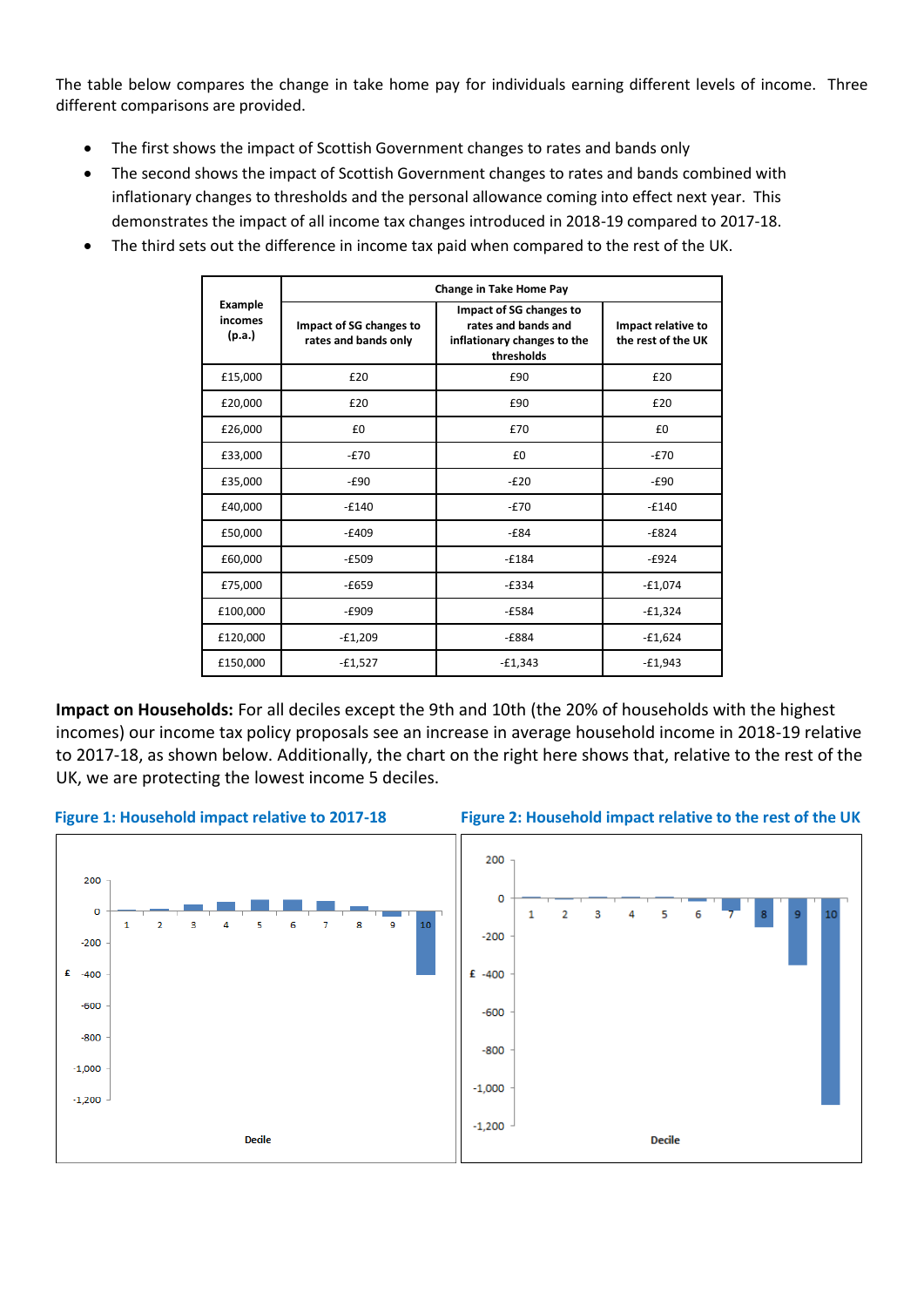The table below compares the change in take home pay for individuals earning different levels of income. Three different comparisons are provided.

- The first shows the impact of Scottish Government changes to rates and bands only
- The second shows the impact of Scottish Government changes to rates and bands combined with inflationary changes to thresholds and the personal allowance coming into effect next year. This demonstrates the impact of all income tax changes introduced in 2018-19 compared to 2017-18.
- The third sets out the difference in income tax paid when compared to the rest of the UK.

| Example incomes (p.a.) | Change in Take Home Pay | | |
|---|---|---|---|
| | Impact of SG changes to rates and bands only | Impact of SG changes to rates and bands and inflationary changes to the thresholds | Impact relative to the rest of the UK |
| £15,000 | £20 | £90 | £20 |
| £20,000 | £20 | £90 | £20 |
| £26,000 | £0 | £70 | £0 |
| £33,000 | -£70 | £0 | -£70 |
| £35,000 | -£90 | -£20 | -£90 |
| £40,000 | -£140 | -£70 | -£140 |
| £50,000 | -£409 | -£84 | -£824 |
| £60,000 | -£509 | -£184 | -£924 |
| £75,000 | -£659 | -£334 | -£1,074 |
| £100,000 | -£909 | -£584 | -£1,324 |
| £120,000 | -£1,209 | -£884 | -£1,624 |
| £150,000 | -£1,527 | -£1,343 | -£1,943 |

**Impact on Households:** For all deciles except the 9th and 10th (the 20% of households with the highest incomes) our income tax policy proposals see an increase in average household income in 2018-19 relative to 2017-18, as shown below. Additionally, the chart on the right here shows that, relative to the rest of the UK, we are protecting the lowest income 5 deciles.

**Figure 1: Household impact relative to 2017-18**

200
0
-200
£ -400
-600
-800
-1,000
-1,200
1 2 3 4 5 6 7 8 9 10
Decile

**Figure 2: Household impact relative to the rest of the UK**

200
0
-200
£ -400
-600
-800
-1,000
-1,200
1 2 3 4 5 6 7 8 9 10
Decile